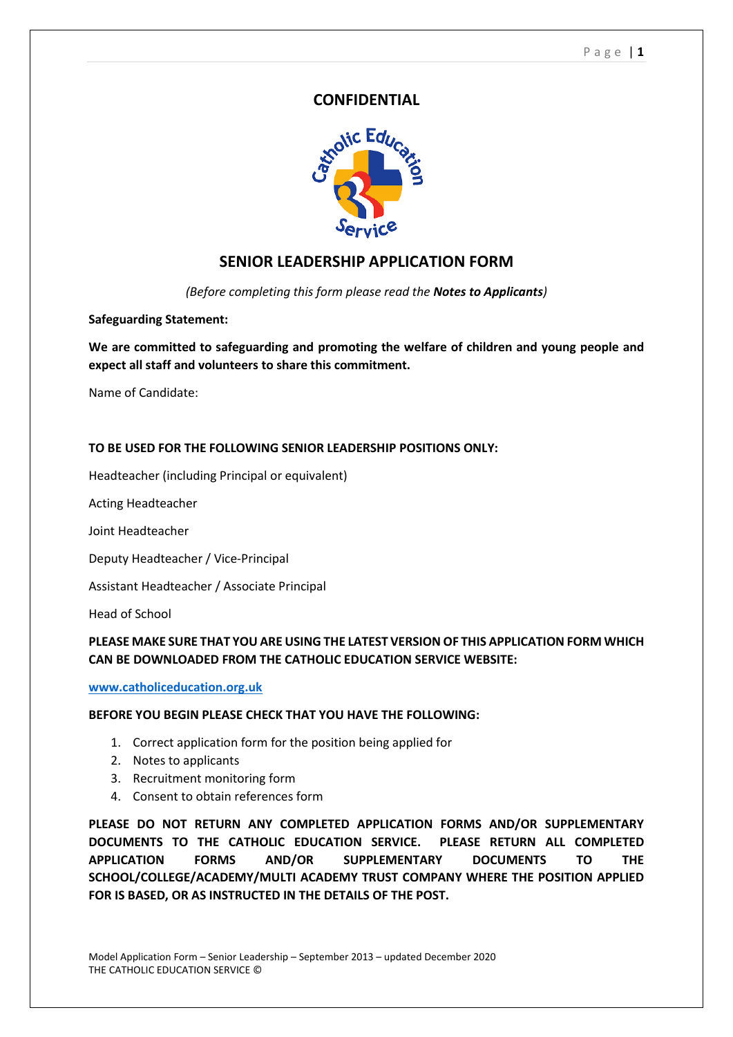**CONFIDENTIAL**

# SENIOR LEADERSHIP APPLICATION FORM

*(Before completing this form please read the **Notes to Applicants**)*

**Safeguarding Statement:**

**We are committed to safeguarding and promoting the welfare of children and young people and expect all staff and volunteers to share this commitment.**

Name of Candidate:

**TO BE USED FOR THE FOLLOWING SENIOR LEADERSHIP POSITIONS ONLY:**

Headteacher (including Principal or equivalent)

Acting Headteacher

Joint Headteacher

Deputy Headteacher / Vice-Principal

Assistant Headteacher / Associate Principal

Head of School

**PLEASE MAKE SURE THAT YOU ARE USING THE LATEST VERSION OF THIS APPLICATION FORM WHICH CAN BE DOWNLOADED FROM THE CATHOLIC EDUCATION SERVICE WEBSITE:**

**www.catholiceducation.org.uk**

**BEFORE YOU BEGIN PLEASE CHECK THAT YOU HAVE THE FOLLOWING:**

1. Correct application form for the position being applied for
2. Notes to applicants
3. Recruitment monitoring form
4. Consent to obtain references form

**PLEASE DO NOT RETURN ANY COMPLETED APPLICATION FORMS AND/OR SUPPLEMENTARY DOCUMENTS TO THE CATHOLIC EDUCATION SERVICE. PLEASE RETURN ALL COMPLETED APPLICATION FORMS AND/OR SUPPLEMENTARY DOCUMENTS TO THE SCHOOL/COLLEGE/ACADEMY/MULTI ACADEMY TRUST COMPANY WHERE THE POSITION APPLIED FOR IS BASED, OR AS INSTRUCTED IN THE DETAILS OF THE POST.**

Model Application Form – Senior Leadership – September 2013 – updated December 2020
THE CATHOLIC EDUCATION SERVICE ©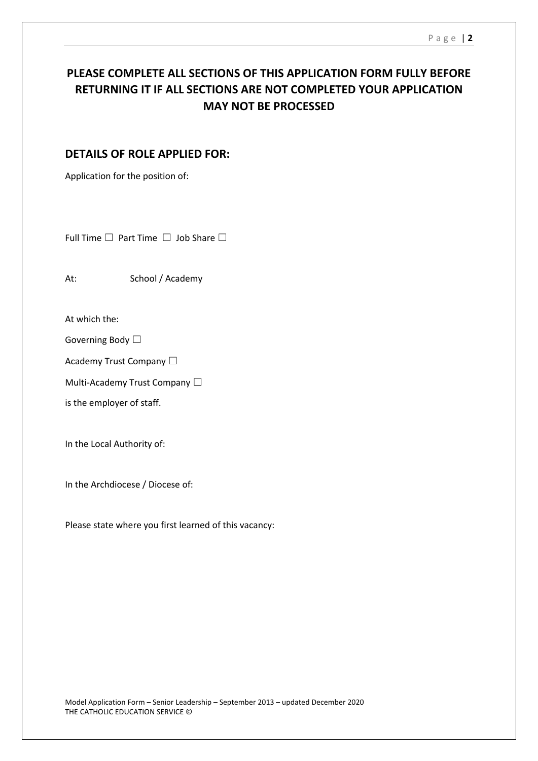**PLEASE COMPLETE ALL SECTIONS OF THIS APPLICATION FORM FULLY BEFORE RETURNING IT IF ALL SECTIONS ARE NOT COMPLETED YOUR APPLICATION MAY NOT BE PROCESSED**

## DETAILS OF ROLE APPLIED FOR:

Application for the position of:

Full Time ☐ Part Time ☐ Job Share ☐

At: School / Academy

At which the:

Governing Body ☐

Academy Trust Company ☐

Multi-Academy Trust Company ☐

is the employer of staff.

In the Local Authority of:

In the Archdiocese / Diocese of:

Please state where you first learned of this vacancy:

Model Application Form – Senior Leadership – September 2013 – updated December 2020
THE CATHOLIC EDUCATION SERVICE ©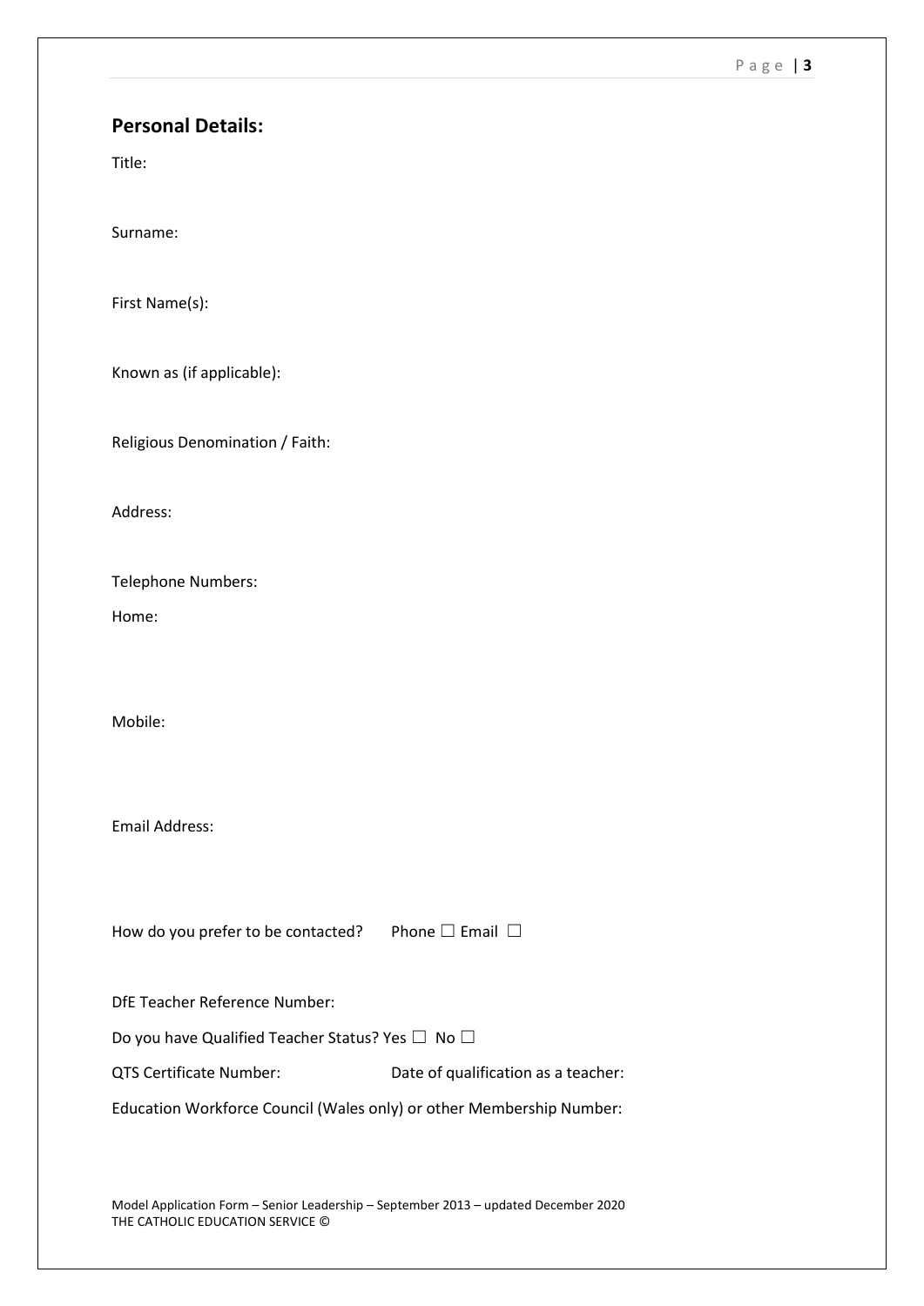## Personal Details:

Title:

Surname:

First Name(s):

Known as (if applicable):

Religious Denomination / Faith:

Address:

Telephone Numbers:

Home:

Mobile:

Email Address:

How do you prefer to be contacted? Phone ☐ Email ☐

DfE Teacher Reference Number:

Do you have Qualified Teacher Status? Yes ☐ No ☐

QTS Certificate Number: Date of qualification as a teacher:

Education Workforce Council (Wales only) or other Membership Number: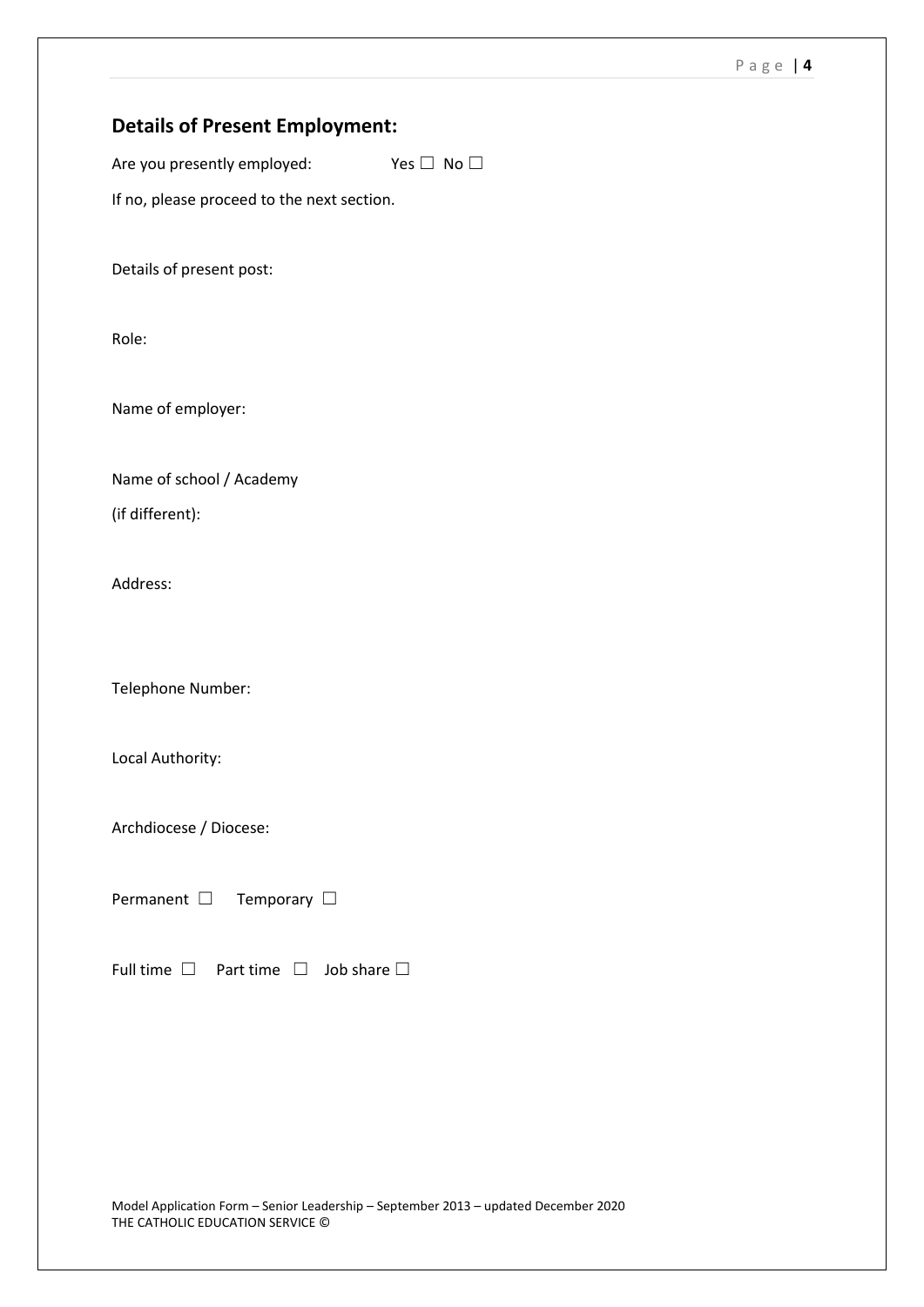## Details of Present Employment:

Are you presently employed: Yes ☐ No ☐

If no, please proceed to the next section.

Details of present post:

Role:

Name of employer:

Name of school / Academy
(if different):

Address:

Telephone Number:

Local Authority:

Archdiocese / Diocese:

Permanent ☐ Temporary ☐

Full time ☐ Part time ☐ Job share ☐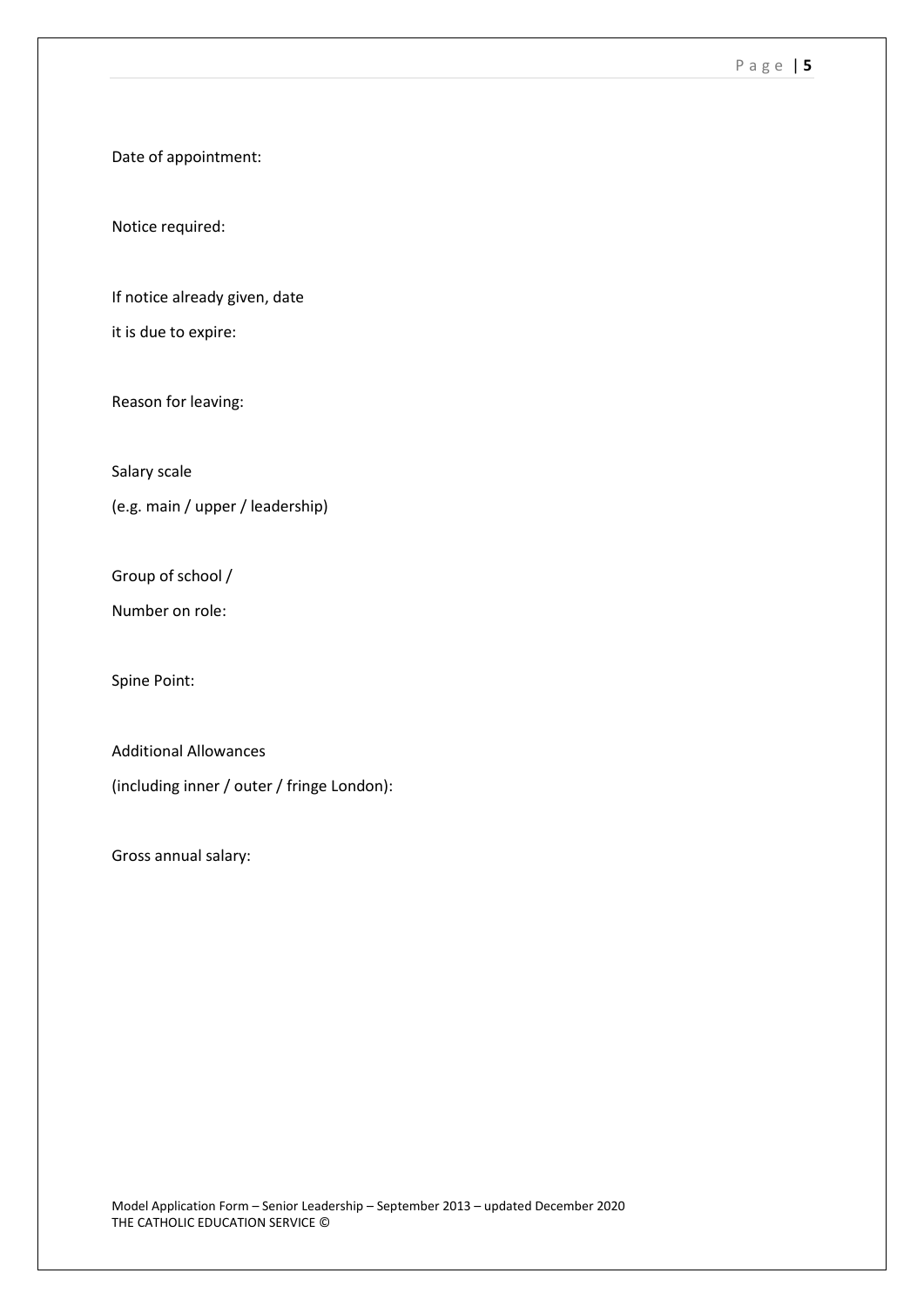Date of appointment:

Notice required:

If notice already given, date
it is due to expire:

Reason for leaving:

Salary scale
(e.g. main / upper / leadership)

Group of school /
Number on role:

Spine Point:

Additional Allowances
(including inner / outer / fringe London):

Gross annual salary:

Model Application Form – Senior Leadership – September 2013 – updated December 2020
THE CATHOLIC EDUCATION SERVICE ©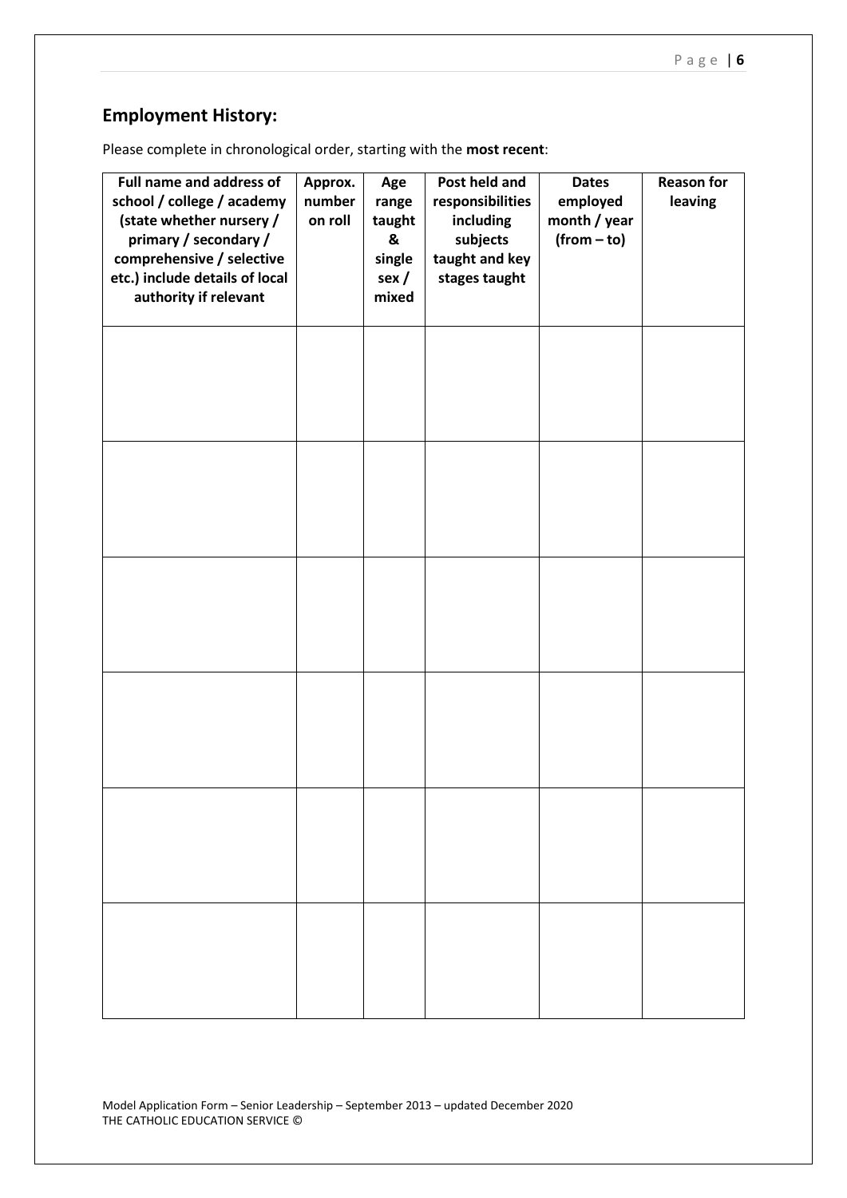## Employment History:

Please complete in chronological order, starting with the **most recent**:

| Full name and address of school / college / academy (state whether nursery / primary / secondary / comprehensive / selective etc.) include details of local authority if relevant | Approx. number on roll | Age range taught & single sex / mixed | Post held and responsibilities including subjects taught and key stages taught | Dates employed month / year (from – to) | Reason for leaving |
|---|---|---|---|---|---|
| | | | | | |
| | | | | | |
| | | | | | |
| | | | | | |
| | | | | | |
| | | | | | |

Model Application Form – Senior Leadership – September 2013 – updated December 2020
THE CATHOLIC EDUCATION SERVICE ©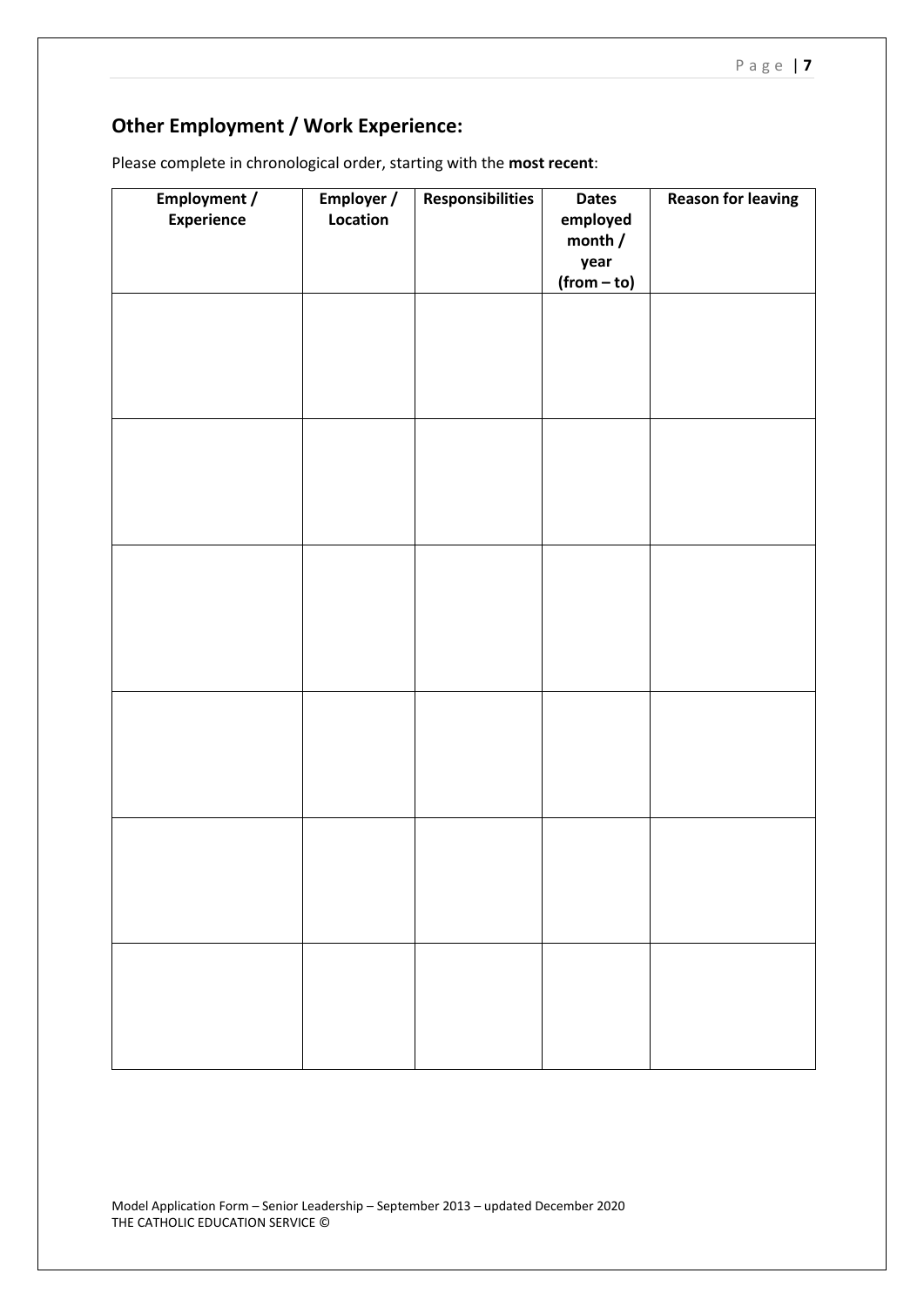## Other Employment / Work Experience:

Please complete in chronological order, starting with the **most recent**:

| Employment / Experience | Employer / Location | Responsibilities | Dates employed month / year (from – to) | Reason for leaving |
|---|---|---|---|---|
| | | | | |
| | | | | |
| | | | | |
| | | | | |
| | | | | |
| | | | | |

Model Application Form – Senior Leadership – September 2013 – updated December 2020
THE CATHOLIC EDUCATION SERVICE ©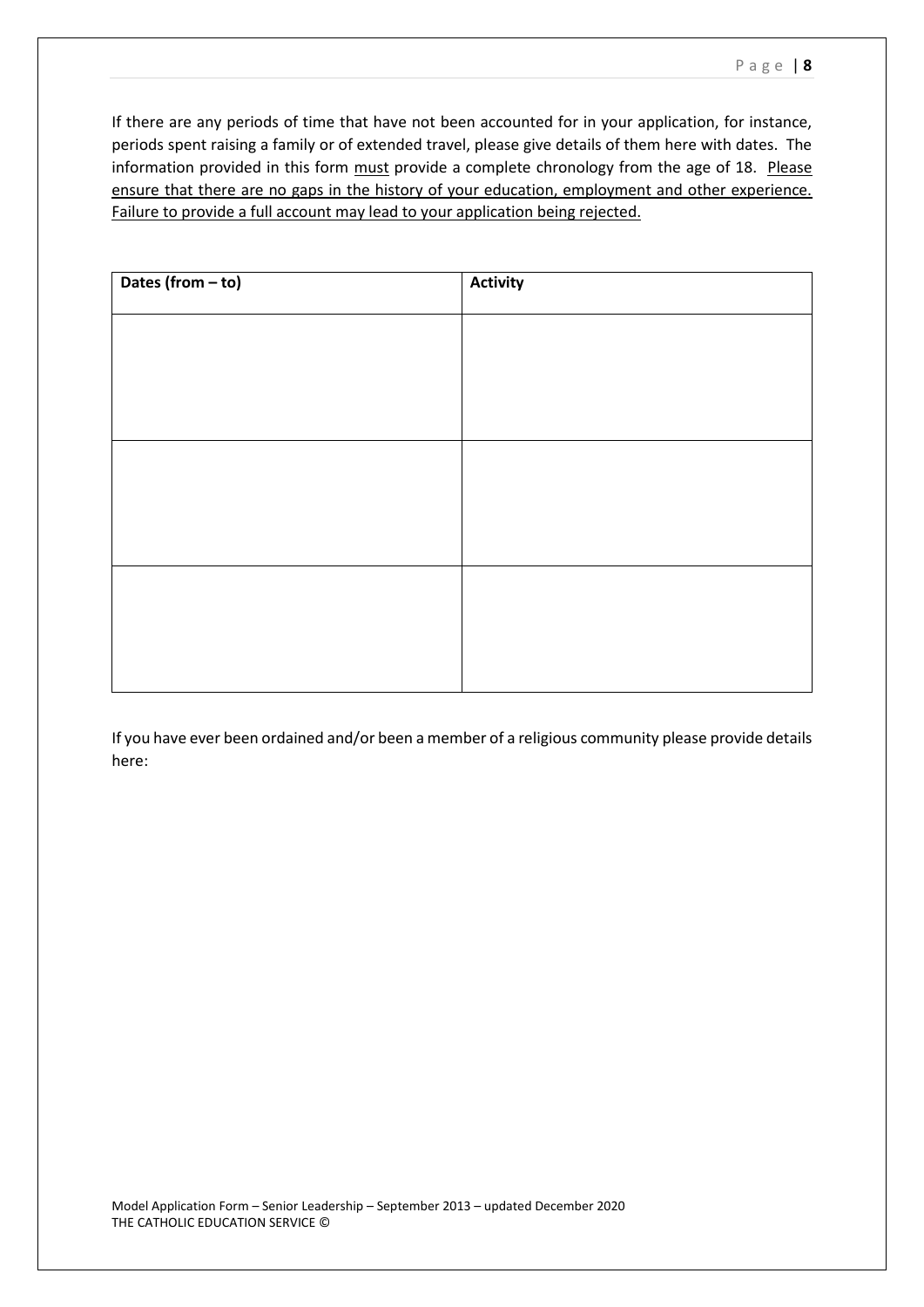If there are any periods of time that have not been accounted for in your application, for instance, periods spent raising a family or of extended travel, please give details of them here with dates. The information provided in this form <u>must</u> provide a complete chronology from the age of 18. <u>Please ensure that there are no gaps in the history of your education, employment and other experience. Failure to provide a full account may lead to your application being rejected.</u>

| Dates (from – to) | Activity |
| --- | --- |
| | |
| | |
| | |

If you have ever been ordained and/or been a member of a religious community please provide details here: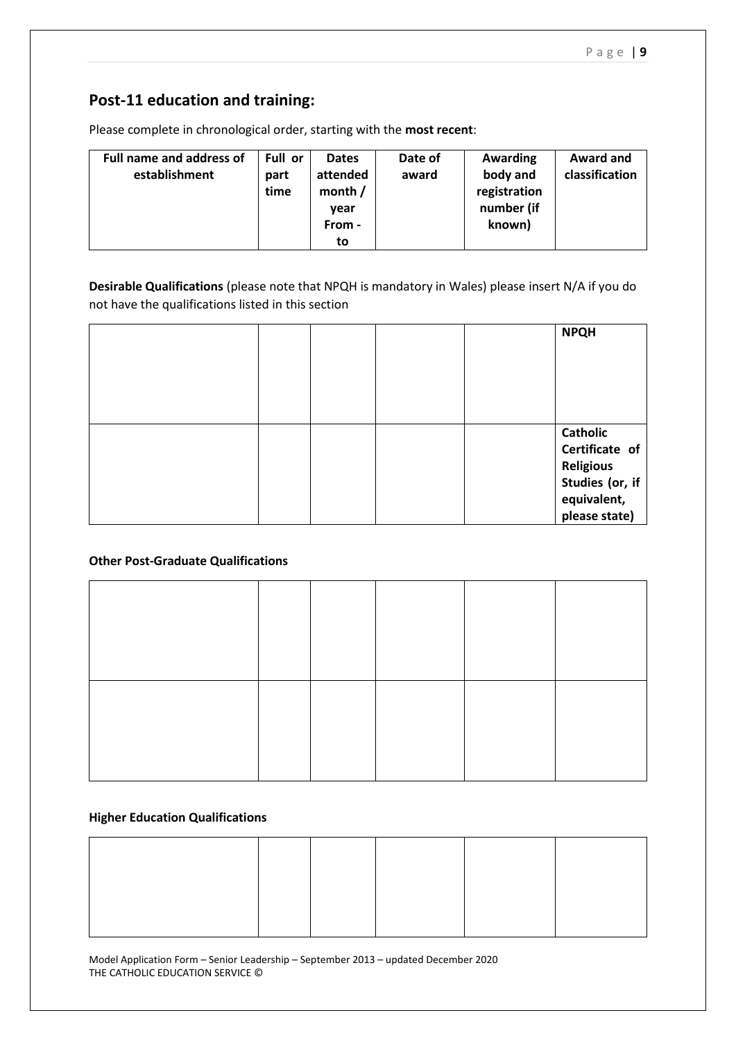## Post-11 education and training:

Please complete in chronological order, starting with the **most recent**:

| Full name and address of establishment | Full or part time | Dates attended month / year From - to | Date of award | Awarding body and registration number (if known) | Award and classification |
|---|---|---|---|---|---|

**Desirable Qualifications** (please note that NPQH is mandatory in Wales) please insert N/A if you do not have the qualifications listed in this section

| | | | | | |
|---|---|---|---|---|---|
| | | | | | **NPQH** |
| | | | | | **Catholic Certificate of Religious Studies (or, if equivalent, please state)** |

**Other Post-Graduate Qualifications**

| | | | | | |
|---|---|---|---|---|---|
| | | | | | |
| | | | | | |

**Higher Education Qualifications**

| | | | | | |
|---|---|---|---|---|---|
| | | | | | |

Model Application Form – Senior Leadership – September 2013 – updated December 2020
THE CATHOLIC EDUCATION SERVICE ©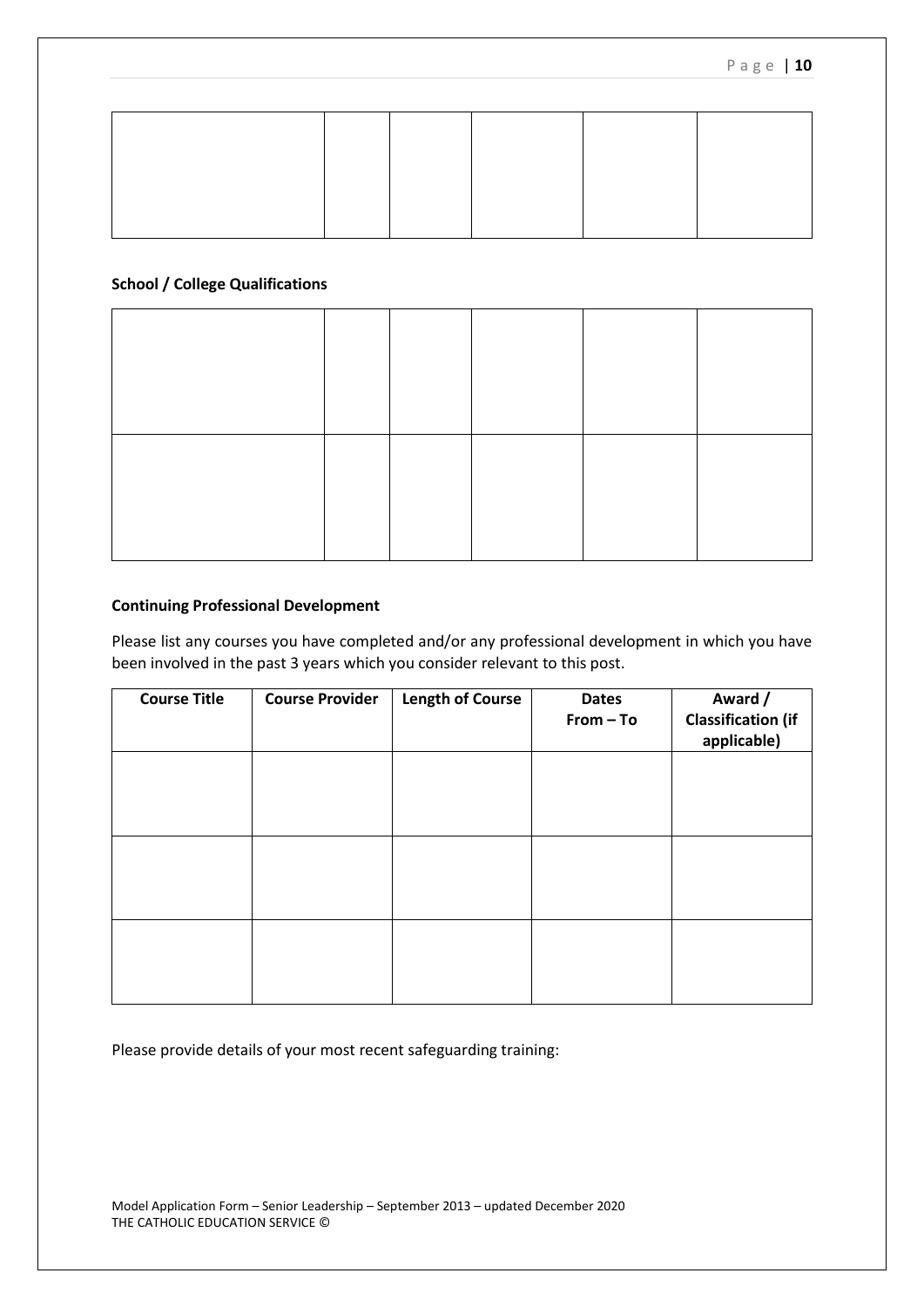| | | | | | |
|---|---|---|---|---|---|
| | | | | | |

**School / College Qualifications**

| | | | | | |
|---|---|---|---|---|---|
| | | | | | |
| | | | | | |

**Continuing Professional Development**

Please list any courses you have completed and/or any professional development in which you have been involved in the past 3 years which you consider relevant to this post.

| Course Title | Course Provider | Length of Course | Dates From – To | Award / Classification (if applicable) |
|---|---|---|---|---|
| | | | | |
| | | | | |
| | | | | |

Please provide details of your most recent safeguarding training:

Model Application Form – Senior Leadership – September 2013 – updated December 2020
THE CATHOLIC EDUCATION SERVICE ©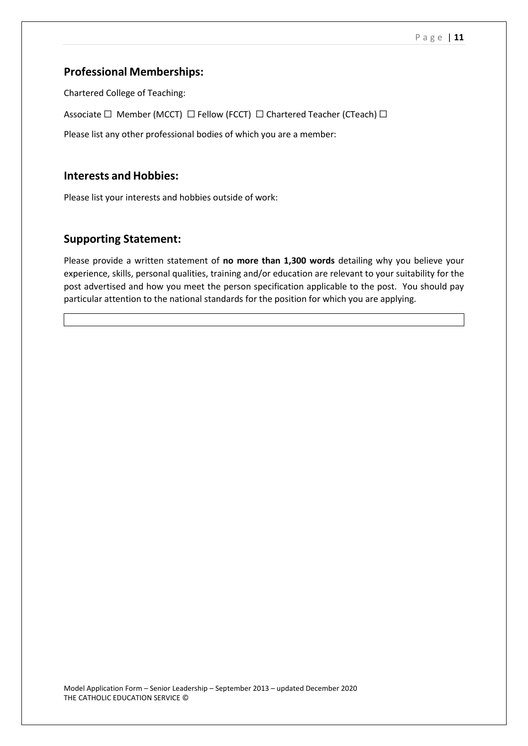## Professional Memberships:

Chartered College of Teaching:

Associate ☐ Member (MCCT) ☐ Fellow (FCCT) ☐ Chartered Teacher (CTeach) ☐

Please list any other professional bodies of which you are a member:

## Interests and Hobbies:

Please list your interests and hobbies outside of work:

## Supporting Statement:

Please provide a written statement of **no more than 1,300 words** detailing why you believe your experience, skills, personal qualities, training and/or education are relevant to your suitability for the post advertised and how you meet the person specification applicable to the post. You should pay particular attention to the national standards for the position for which you are applying.

|  |
| --- |
|  |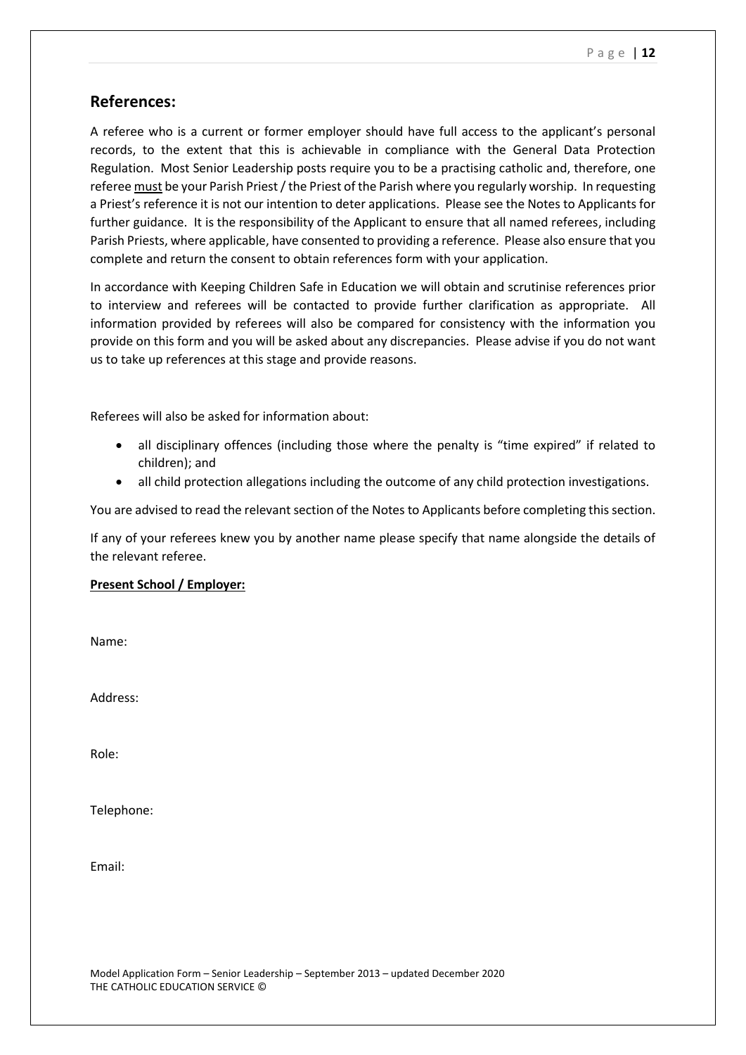## References:

A referee who is a current or former employer should have full access to the applicant's personal records, to the extent that this is achievable in compliance with the General Data Protection Regulation. Most Senior Leadership posts require you to be a practising catholic and, therefore, one referee <u>must</u> be your Parish Priest / the Priest of the Parish where you regularly worship. In requesting a Priest's reference it is not our intention to deter applications. Please see the Notes to Applicants for further guidance. It is the responsibility of the Applicant to ensure that all named referees, including Parish Priests, where applicable, have consented to providing a reference. Please also ensure that you complete and return the consent to obtain references form with your application.

In accordance with Keeping Children Safe in Education we will obtain and scrutinise references prior to interview and referees will be contacted to provide further clarification as appropriate. All information provided by referees will also be compared for consistency with the information you provide on this form and you will be asked about any discrepancies. Please advise if you do not want us to take up references at this stage and provide reasons.

Referees will also be asked for information about:

- all disciplinary offences (including those where the penalty is "time expired" if related to children); and
- all child protection allegations including the outcome of any child protection investigations.

You are advised to read the relevant section of the Notes to Applicants before completing this section.

If any of your referees knew you by another name please specify that name alongside the details of the relevant referee.

**<u>Present School / Employer:</u>**

Name:

Address:

Role:

Telephone:

Email:

Model Application Form – Senior Leadership – September 2013 – updated December 2020
THE CATHOLIC EDUCATION SERVICE ©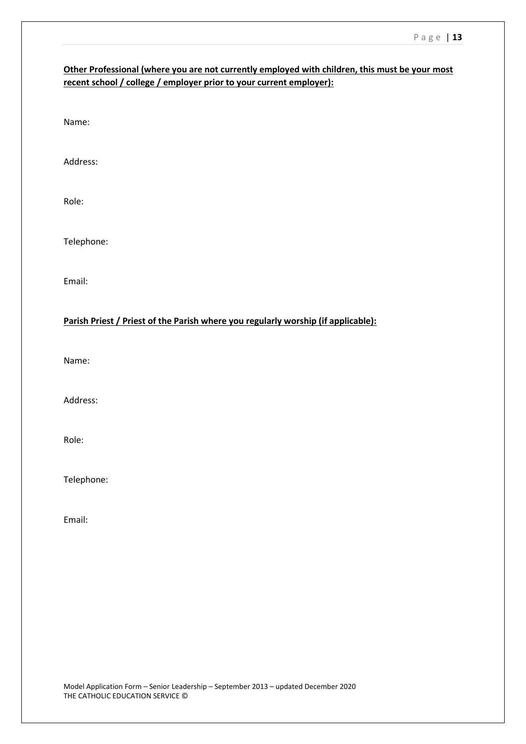**Other Professional (where you are not currently employed with children, this must be your most recent school / college / employer prior to your current employer):**

Name:

Address:

Role:

Telephone:

Email:

**Parish Priest / Priest of the Parish where you regularly worship (if applicable):**

Name:

Address:

Role:

Telephone:

Email: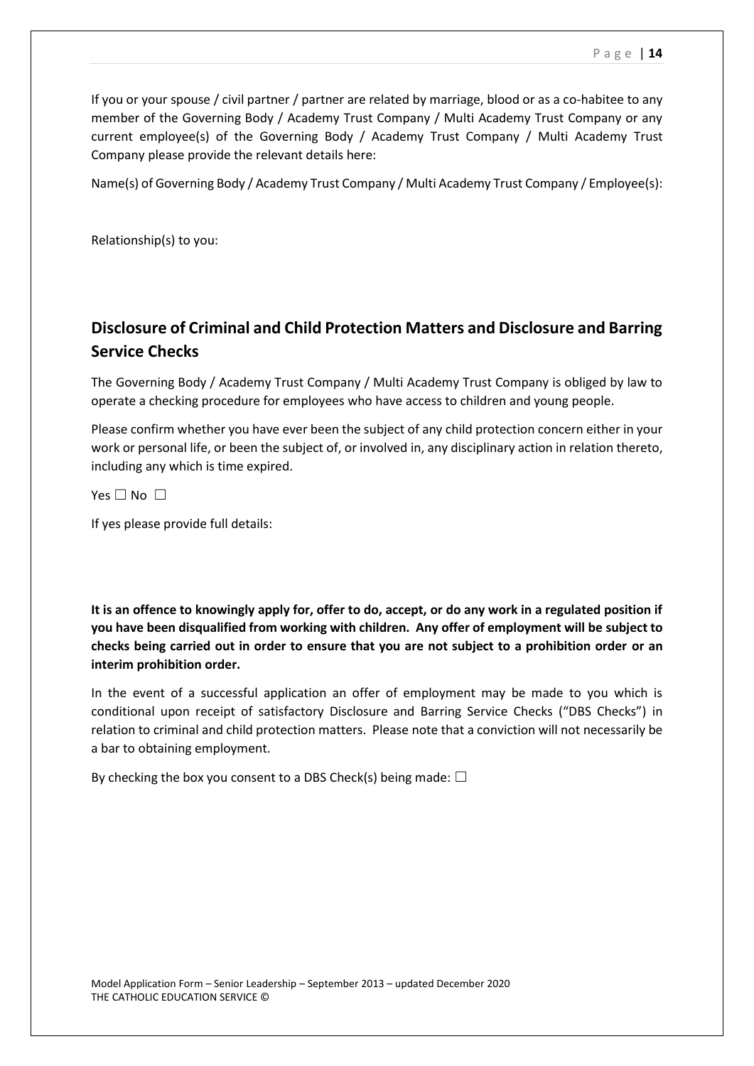If you or your spouse / civil partner / partner are related by marriage, blood or as a co-habitee to any member of the Governing Body / Academy Trust Company / Multi Academy Trust Company or any current employee(s) of the Governing Body / Academy Trust Company / Multi Academy Trust Company please provide the relevant details here:

Name(s) of Governing Body / Academy Trust Company / Multi Academy Trust Company / Employee(s):

Relationship(s) to you:

## Disclosure of Criminal and Child Protection Matters and Disclosure and Barring Service Checks

The Governing Body / Academy Trust Company / Multi Academy Trust Company is obliged by law to operate a checking procedure for employees who have access to children and young people.

Please confirm whether you have ever been the subject of any child protection concern either in your work or personal life, or been the subject of, or involved in, any disciplinary action in relation thereto, including any which is time expired.

Yes ☐ No ☐

If yes please provide full details:

**It is an offence to knowingly apply for, offer to do, accept, or do any work in a regulated position if you have been disqualified from working with children. Any offer of employment will be subject to checks being carried out in order to ensure that you are not subject to a prohibition order or an interim prohibition order.**

In the event of a successful application an offer of employment may be made to you which is conditional upon receipt of satisfactory Disclosure and Barring Service Checks ("DBS Checks") in relation to criminal and child protection matters. Please note that a conviction will not necessarily be a bar to obtaining employment.

By checking the box you consent to a DBS Check(s) being made: ☐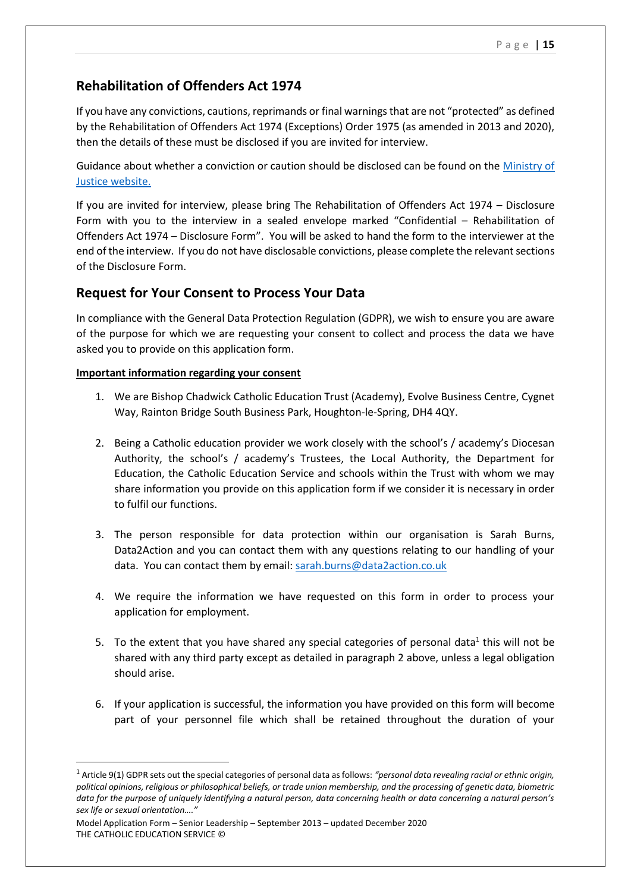## Rehabilitation of Offenders Act 1974

If you have any convictions, cautions, reprimands or final warnings that are not "protected" as defined by the Rehabilitation of Offenders Act 1974 (Exceptions) Order 1975 (as amended in 2013 and 2020), then the details of these must be disclosed if you are invited for interview.

Guidance about whether a conviction or caution should be disclosed can be found on the [Ministry of Justice website.]()

If you are invited for interview, please bring The Rehabilitation of Offenders Act 1974 – Disclosure Form with you to the interview in a sealed envelope marked "Confidential – Rehabilitation of Offenders Act 1974 – Disclosure Form". You will be asked to hand the form to the interviewer at the end of the interview. If you do not have disclosable convictions, please complete the relevant sections of the Disclosure Form.

## Request for Your Consent to Process Your Data

In compliance with the General Data Protection Regulation (GDPR), we wish to ensure you are aware of the purpose for which we are requesting your consent to collect and process the data we have asked you to provide on this application form.

**Important information regarding your consent**

1. We are Bishop Chadwick Catholic Education Trust (Academy), Evolve Business Centre, Cygnet Way, Rainton Bridge South Business Park, Houghton-le-Spring, DH4 4QY.

2. Being a Catholic education provider we work closely with the school's / academy's Diocesan Authority, the school's / academy's Trustees, the Local Authority, the Department for Education, the Catholic Education Service and schools within the Trust with whom we may share information you provide on this application form if we consider it is necessary in order to fulfil our functions.

3. The person responsible for data protection within our organisation is Sarah Burns, Data2Action and you can contact them with any questions relating to our handling of your data. You can contact them by email: sarah.burns@data2action.co.uk

4. We require the information we have requested on this form in order to process your application for employment.

5. To the extent that you have shared any special categories of personal data[1] this will not be shared with any third party except as detailed in paragraph 2 above, unless a legal obligation should arise.

6. If your application is successful, the information you have provided on this form will become part of your personnel file which shall be retained throughout the duration of your

---

[1] Article 9(1) GDPR sets out the special categories of personal data as follows: *"personal data revealing racial or ethnic origin, political opinions, religious or philosophical beliefs, or trade union membership, and the processing of genetic data, biometric data for the purpose of uniquely identifying a natural person, data concerning health or data concerning a natural person's sex life or sexual orientation…."*

Model Application Form – Senior Leadership – September 2013 – updated December 2020
THE CATHOLIC EDUCATION SERVICE ©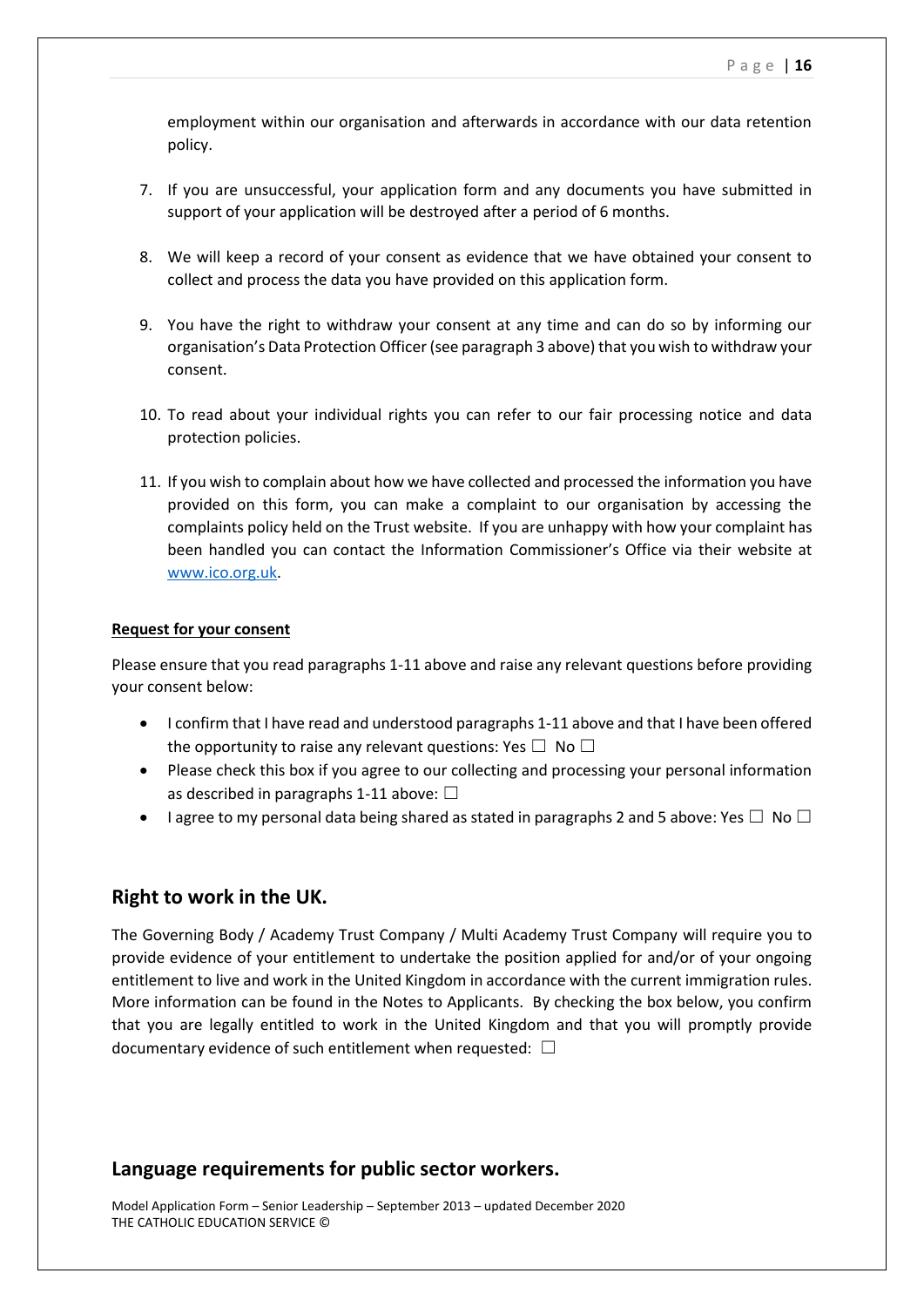employment within our organisation and afterwards in accordance with our data retention policy.

7. If you are unsuccessful, your application form and any documents you have submitted in support of your application will be destroyed after a period of 6 months.

8. We will keep a record of your consent as evidence that we have obtained your consent to collect and process the data you have provided on this application form.

9. You have the right to withdraw your consent at any time and can do so by informing our organisation's Data Protection Officer (see paragraph 3 above) that you wish to withdraw your consent.

10. To read about your individual rights you can refer to our fair processing notice and data protection policies.

11. If you wish to complain about how we have collected and processed the information you have provided on this form, you can make a complaint to our organisation by accessing the complaints policy held on the Trust website. If you are unhappy with how your complaint has been handled you can contact the Information Commissioner's Office via their website at [www.ico.org.uk](http://www.ico.org.uk).

**Request for your consent**

Please ensure that you read paragraphs 1-11 above and raise any relevant questions before providing your consent below:

- I confirm that I have read and understood paragraphs 1-11 above and that I have been offered the opportunity to raise any relevant questions: Yes ☐ No ☐
- Please check this box if you agree to our collecting and processing your personal information as described in paragraphs 1-11 above: ☐
- I agree to my personal data being shared as stated in paragraphs 2 and 5 above: Yes ☐ No ☐

## Right to work in the UK.

The Governing Body / Academy Trust Company / Multi Academy Trust Company will require you to provide evidence of your entitlement to undertake the position applied for and/or of your ongoing entitlement to live and work in the United Kingdom in accordance with the current immigration rules. More information can be found in the Notes to Applicants. By checking the box below, you confirm that you are legally entitled to work in the United Kingdom and that you will promptly provide documentary evidence of such entitlement when requested: ☐

## Language requirements for public sector workers.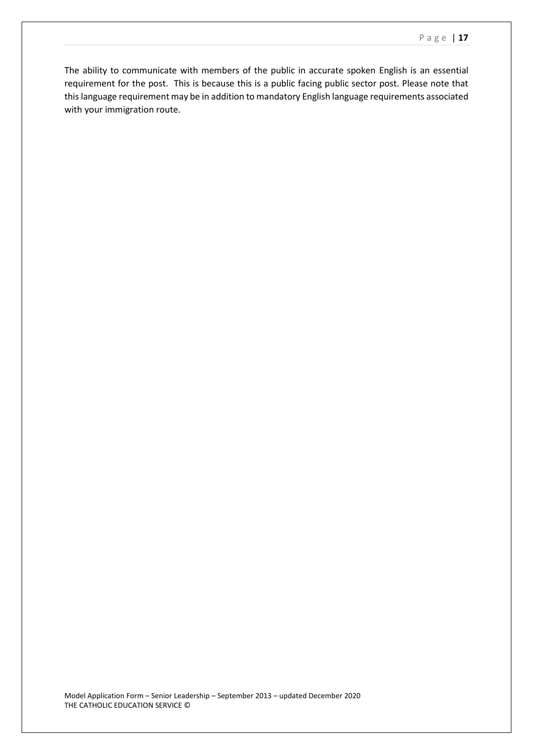The ability to communicate with members of the public in accurate spoken English is an essential requirement for the post. This is because this is a public facing public sector post. Please note that this language requirement may be in addition to mandatory English language requirements associated with your immigration route.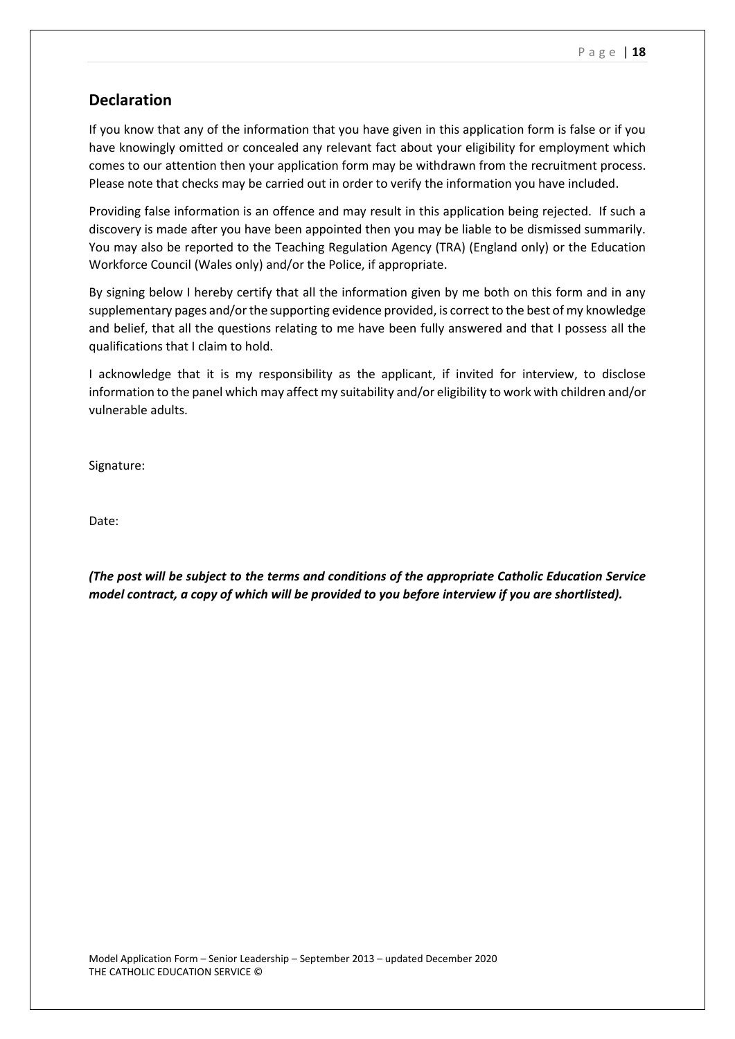## Declaration

If you know that any of the information that you have given in this application form is false or if you have knowingly omitted or concealed any relevant fact about your eligibility for employment which comes to our attention then your application form may be withdrawn from the recruitment process. Please note that checks may be carried out in order to verify the information you have included.

Providing false information is an offence and may result in this application being rejected. If such a discovery is made after you have been appointed then you may be liable to be dismissed summarily. You may also be reported to the Teaching Regulation Agency (TRA) (England only) or the Education Workforce Council (Wales only) and/or the Police, if appropriate.

By signing below I hereby certify that all the information given by me both on this form and in any supplementary pages and/or the supporting evidence provided, is correct to the best of my knowledge and belief, that all the questions relating to me have been fully answered and that I possess all the qualifications that I claim to hold.

I acknowledge that it is my responsibility as the applicant, if invited for interview, to disclose information to the panel which may affect my suitability and/or eligibility to work with children and/or vulnerable adults.

Signature:

Date:

***(The post will be subject to the terms and conditions of the appropriate Catholic Education Service model contract, a copy of which will be provided to you before interview if you are shortlisted).***